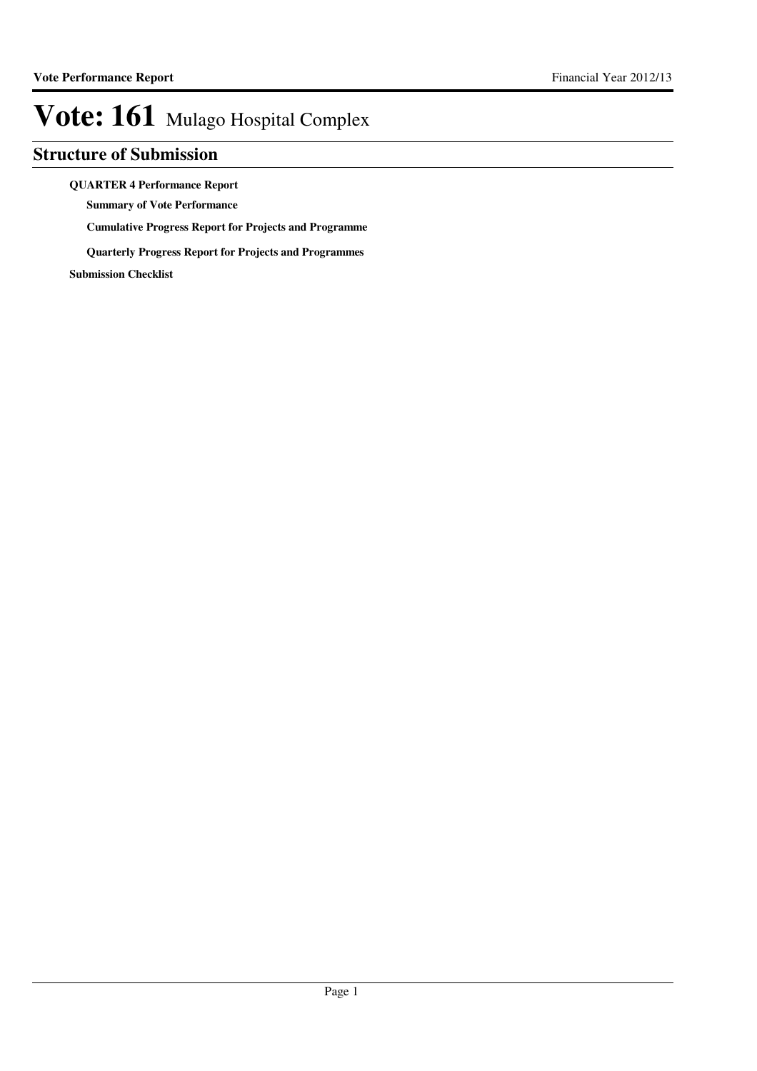# Vote: 161 Mulago Hospital Complex

## Structure of Submission

**QUARTER 4 Performance Report**

- **Summary of Vote Performance**
- **Cumulative Progress Report for Projects and Programme**
- **Quarterly Progress Report for Projects and Programmes**

**Submission Checklist**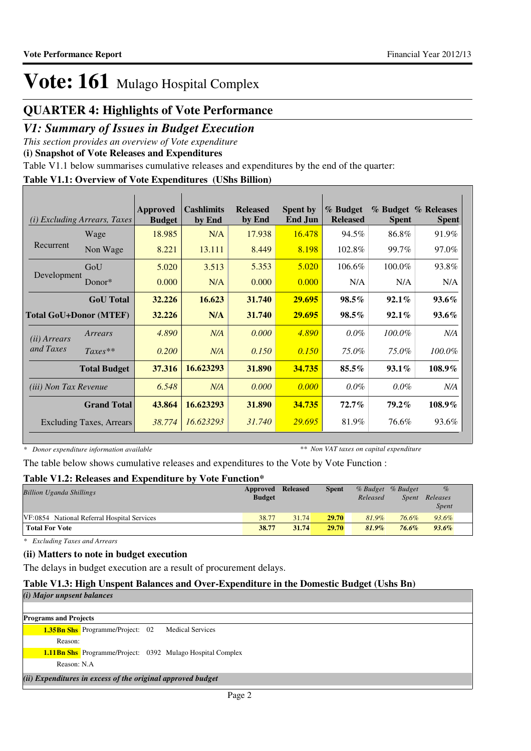# Vote: 161 Mulago Hospital Complex

## QUARTER 4: Highlights of Vote Performance

### *V1: Summary of Issues in Budget Execution*

*This section provides an overview of Vote expenditure*

**(i) Snapshot of Vote Releases and Expenditures**

Table V1.1 below summarises cumulative releases and expenditures by the end of the quarter:

**Table V1.1: Overview of Vote Expenditures (UShs Billion)**

| *(i) Excluding Arrears, Taxes* | | Approved Budget | Cashlimits by End | Released by End | Spent by End Jun | % Budget Released | % Budget Spent | % Releases Spent |
|---|---|---|---|---|---|---|---|---|
| Recurrent | Wage | 18.985 | N/A | 17.938 | 16.478 | 94.5% | 86.8% | 91.9% |
| | Non Wage | 8.221 | 13.111 | 8.449 | 8.198 | 102.8% | 99.7% | 97.0% |
| Development | GoU | 5.020 | 3.513 | 5.353 | 5.020 | 106.6% | 100.0% | 93.8% |
| | Donor* | 0.000 | N/A | 0.000 | 0.000 | N/A | N/A | N/A |
| | **GoU Total** | **32.226** | **16.623** | **31.740** | **29.695** | **98.5%** | **92.1%** | **93.6%** |
| **Total GoU+Donor (MTEF)** | | **32.226** | **N/A** | **31.740** | **29.695** | **98.5%** | **92.1%** | **93.6%** |
| *(ii) Arrears and Taxes* | *Arrears* | *4.890* | *N/A* | *0.000* | *4.890* | *0.0%* | *100.0%* | *N/A* |
| | *Taxes*** | *0.200* | *N/A* | *0.150* | *0.150* | *75.0%* | *75.0%* | *100.0%* |
| | **Total Budget** | **37.316** | **16.623293** | **31.890** | **34.735** | **85.5%** | **93.1%** | **108.9%** |
| *(iii) Non Tax Revenue* | | *6.548* | *N/A* | *0.000* | *0.000* | *0.0%* | *0.0%* | *N/A* |
| | **Grand Total** | **43.864** | **16.623293** | **31.890** | **34.735** | **72.7%** | **79.2%** | **108.9%** |
| Excluding Taxes, Arrears | | *38.774* | *16.623293* | *31.740* | *29.695* | 81.9% | 76.6% | 93.6% |

\* *Donor expenditure information available* ** *Non VAT taxes on capital expenditure*

The table below shows cumulative releases and expenditures to the Vote by Vote Function :

**Table V1.2: Releases and Expenditure by Vote Function***

| *Billion Uganda Shillings* | Approved Budget | Released | Spent | *% Budget Released* | *% Budget Spent* | *% Releases Spent* |
|---|---|---|---|---|---|---|
| VF:0854 National Referral Hospital Services | 38.77 | 31.74 | 29.70 | *81.9%* | *76.6%* | *93.6%* |
| **Total For Vote** | **38.77** | **31.74** | **29.70** | ***81.9%*** | ***76.6%*** | ***93.6%*** |

\* *Excluding Taxes and Arrears*

**(ii) Matters to note in budget execution**

The delays in budget execution are a result of procurement delays.

**Table V1.3: High Unspent Balances and Over-Expenditure in the Domestic Budget (Ushs Bn)**

***(i) Major unpsent balances***

**Programs and Projects**

**1.35Bn Shs** Programme/Project: 02 Medical Services

Reason:

**1.11Bn Shs** Programme/Project: 0392 Mulago Hospital Complex

Reason: N.A

***(ii) Expenditures in excess of the original approved budget***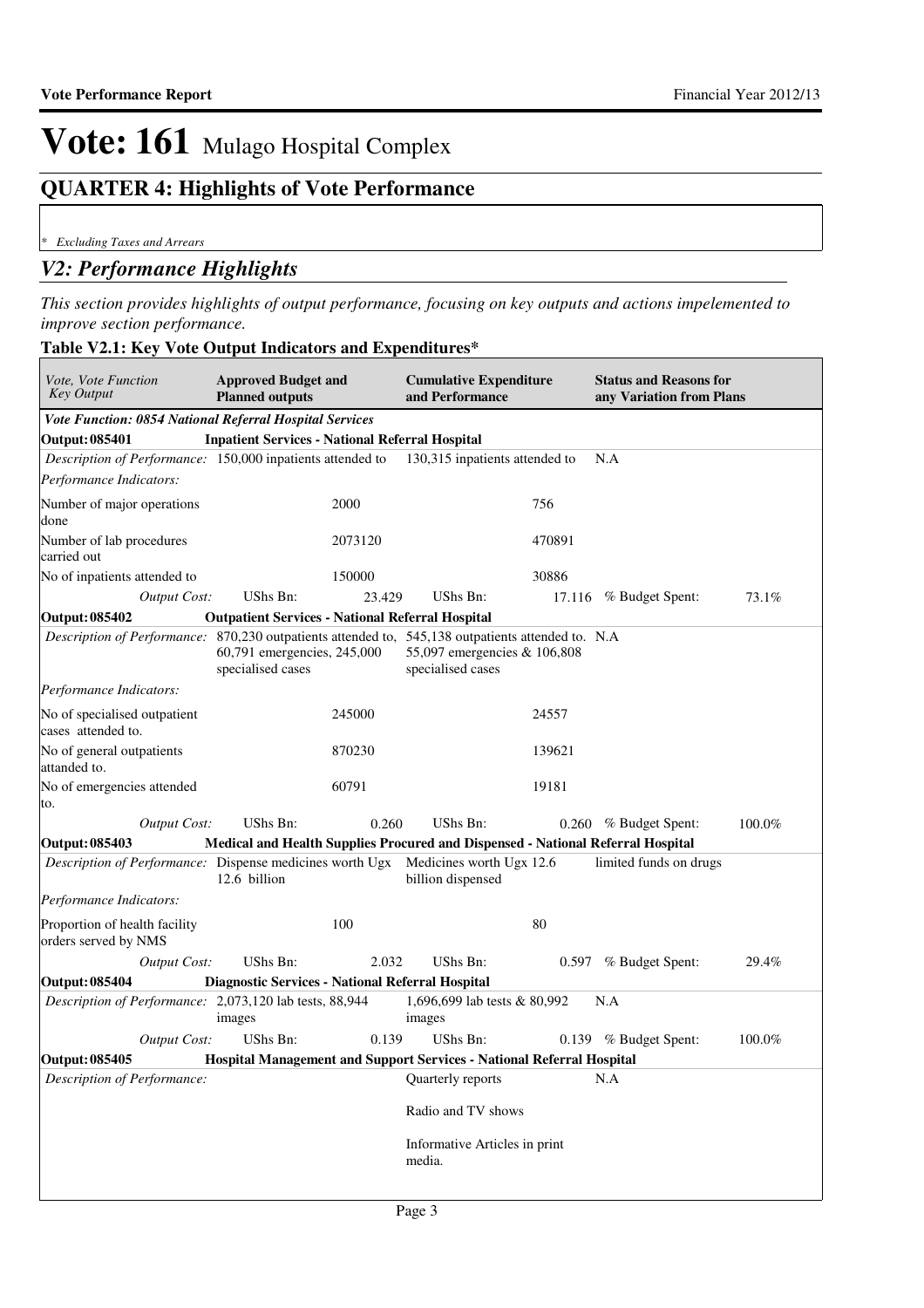# Vote: 161 Mulago Hospital Complex

## QUARTER 4: Highlights of Vote Performance

*\* Excluding Taxes and Arrears*

## *V2: Performance Highlights*

*This section provides highlights of output performance, focusing on key outputs and actions impelemented to improve section performance.*

**Table V2.1: Key Vote Output Indicators and Expenditures\***

| *Vote, Vote Function Key Output* | **Approved Budget and Planned outputs** | | **Cumulative Expenditure and Performance** | | **Status and Reasons for any Variation from Plans** | |
|---|---|---|---|---|---|---|
| ***Vote Function: 0854 National Referral Hospital Services*** | | | | | | |
| **Output: 085401** | **Inpatient Services - National Referral Hospital** | | | | | |
| *Description of Performance:* | 150,000 inpatients attended to | | 130,315 inpatients attended to | | N.A | |
| *Performance Indicators:* | | | | | | |
| Number of major operations done | | 2000 | | 756 | | |
| Number of lab procedures carried out | | 2073120 | | 470891 | | |
| No of inpatients attended to | | 150000 | | 30886 | | |
| *Output Cost:* | UShs Bn: | 23.429 | UShs Bn: | 17.116 | % Budget Spent: | 73.1% |
| **Output: 085402** | **Outpatient Services - National Referral Hospital** | | | | | |
| *Description of Performance:* | 870,230 outpatients attended to, 60,791 emergencies, 245,000 specialised cases | | 545,138 outpatients attended to. 55,097 emergencies & 106,808 specialised cases | | N.A | |
| *Performance Indicators:* | | | | | | |
| No of specialised outpatient cases attended to. | | 245000 | | 24557 | | |
| No of general outpatients attanded to. | | 870230 | | 139621 | | |
| No of emergencies attended to. | | 60791 | | 19181 | | |
| *Output Cost:* | UShs Bn: | 0.260 | UShs Bn: | 0.260 | % Budget Spent: | 100.0% |
| **Output: 085403** | **Medical and Health Supplies Procured and Dispensed - National Referral Hospital** | | | | | |
| *Description of Performance:* | Dispense medicines worth Ugx 12.6 billion | | Medicines worth Ugx 12.6 billion dispensed | | limited funds on drugs | |
| *Performance Indicators:* | | | | | | |
| Proportion of health facility orders served by NMS | | 100 | | 80 | | |
| *Output Cost:* | UShs Bn: | 2.032 | UShs Bn: | 0.597 | % Budget Spent: | 29.4% |
| **Output: 085404** | **Diagnostic Services - National Referral Hospital** | | | | | |
| *Description of Performance:* | 2,073,120 lab tests, 88,944 images | | 1,696,699 lab tests & 80,992 images | | N.A | |
| *Output Cost:* | UShs Bn: | 0.139 | UShs Bn: | 0.139 | % Budget Spent: | 100.0% |
| **Output: 085405** | **Hospital Management and Support Services - National Referral Hospital** | | | | | |
| *Description of Performance:* | | | Quarterly reports<br><br>Radio and TV shows<br><br>Informative Articles in print media. | | N.A | |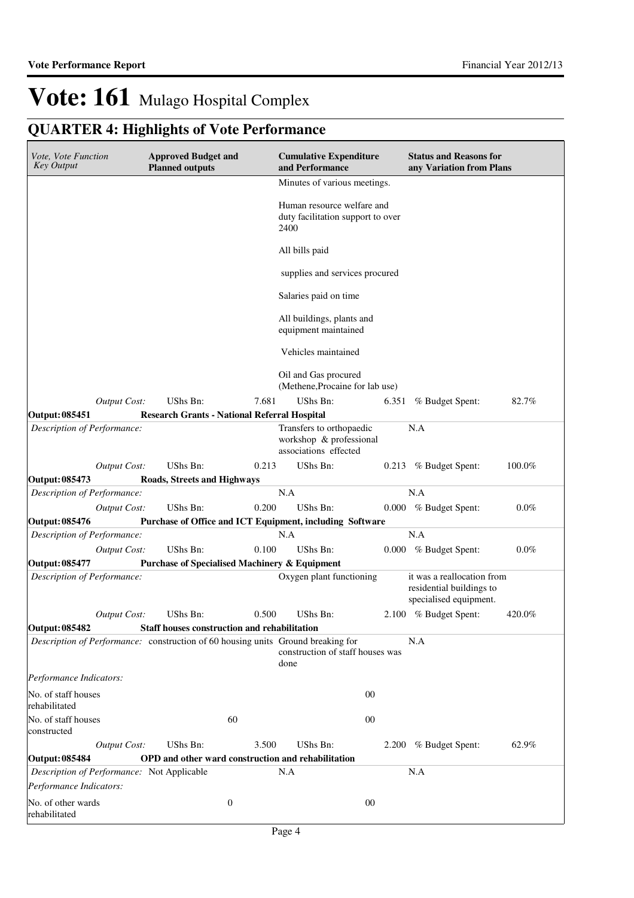# Vote: 161 Mulago Hospital Complex

## QUARTER 4: Highlights of Vote Performance

| *Vote, Vote Function Key Output* | **Approved Budget and Planned outputs** | | **Cumulative Expenditure and Performance** | | **Status and Reasons for any Variation from Plans** | |
|---|---|---|---|---|---|---|
| | | | Minutes of various meetings.<br><br>Human resource welfare and duty facilitation support to over 2400<br><br>All bills paid<br><br>supplies and services procured<br><br>Salaries paid on time<br><br>All buildings, plants and equipment maintained<br><br>Vehicles maintained<br><br>Oil and Gas procured (Methene,Procaine for lab use) | | | |
| *Output Cost:* | UShs Bn: | 7.681 | UShs Bn: | 6.351 | % Budget Spent: | 82.7% |
| **Output: 085451** | **Research Grants - National Referral Hospital** | | | | | |
| *Description of Performance:* | | | Transfers to orthopaedic workshop & professional associations effected | | N.A | |
| *Output Cost:* | UShs Bn: | 0.213 | UShs Bn: | 0.213 | % Budget Spent: | 100.0% |
| **Output: 085473** | **Roads, Streets and Highways** | | | | | |
| *Description of Performance:* | | | N.A | | N.A | |
| *Output Cost:* | UShs Bn: | 0.200 | UShs Bn: | 0.000 | % Budget Spent: | 0.0% |
| **Output: 085476** | **Purchase of Office and ICT Equipment, including Software** | | | | | |
| *Description of Performance:* | | | N.A | | N.A | |
| *Output Cost:* | UShs Bn: | 0.100 | UShs Bn: | 0.000 | % Budget Spent: | 0.0% |
| **Output: 085477** | **Purchase of Specialised Machinery & Equipment** | | | | | |
| *Description of Performance:* | | | Oxygen plant functioning | | it was a reallocation from residential buildings to specialised equipment. | |
| *Output Cost:* | UShs Bn: | 0.500 | UShs Bn: | 2.100 | % Budget Spent: | 420.0% |
| **Output: 085482** | **Staff houses construction and rehabilitation** | | | | | |
| *Description of Performance:* | construction of 60 housing units | | Ground breaking for construction of staff houses was done | | N.A | |
| *Performance Indicators:* | | | | | | |
| No. of staff houses rehabilitated | | | | 00 | | |
| No. of staff houses constructed | | 60 | | 00 | | |
| *Output Cost:* | UShs Bn: | 3.500 | UShs Bn: | 2.200 | % Budget Spent: | 62.9% |
| **Output: 085484** | **OPD and other ward construction and rehabilitation** | | | | | |
| *Description of Performance:* | Not Applicable | | N.A | | N.A | |
| *Performance Indicators:* | | | | | | |
| No. of other wards rehabilitated | | 0 | | 00 | | |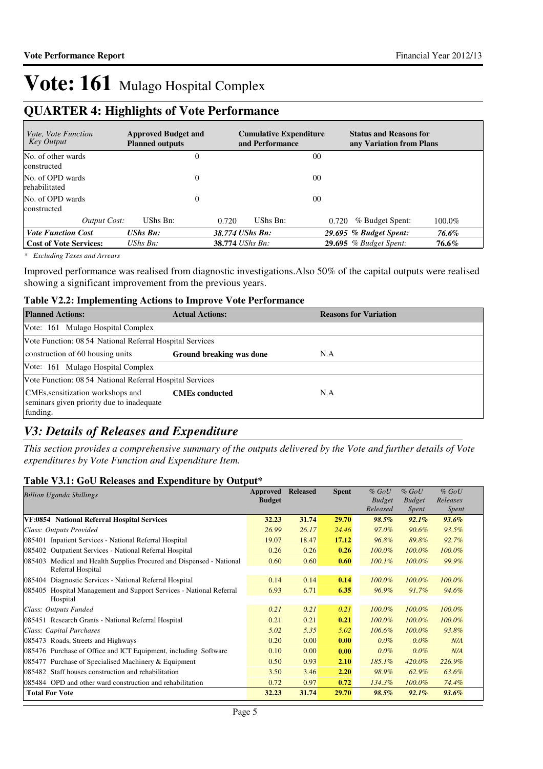# Vote: 161 Mulago Hospital Complex

## QUARTER 4: Highlights of Vote Performance

| *Vote, Vote Function Key Output* | Approved Budget and Planned outputs | | Cumulative Expenditure and Performance | | Status and Reasons for any Variation from Plans | |
|---|---|---|---|---|---|---|
| No. of other wards constructed | | 0 | | 00 | | |
| No. of OPD wards rehabilitated | | 0 | | 00 | | |
| No. of OPD wards constructed | | 0 | | 00 | | |
| *Output Cost:* | UShs Bn: | 0.720 | UShs Bn: | 0.720 | % Budget Spent: | 100.0% |
| ***Vote Function Cost*** | ***UShs Bn:*** | ***38.774 UShs Bn:*** | | ***29.695*** | ***% Budget Spent:*** | ***76.6%*** |
| **Cost of Vote Services:** | *UShs Bn:* | **38.774** *UShs Bn:* | | **29.695** | *% Budget Spent:* | ***76.6%*** |

*\* Excluding Taxes and Arrears*

Improved performance was realised from diagnostic investigations.Also 50% of the capital outputs were realised showing a significant improvement from the previous years.

### Table V2.2: Implementing Actions to Improve Vote Performance

| Planned Actions: | Actual Actions: | Reasons for Variation |
|---|---|---|
| Vote: 161 Mulago Hospital Complex | | |
| Vote Function: 08 54 National Referral Hospital Services | | |
| construction of 60 housing units | **Ground breaking was done** | N.A |
| Vote: 161 Mulago Hospital Complex | | |
| Vote Function: 08 54 National Referral Hospital Services | | |
| CMEs,sensitization workshops and seminars given priority due to inadequate funding. | **CMEs conducted** | N.A |

## *V3: Details of Releases and Expenditure*

*This section provides a comprehensive summary of the outputs delivered by the Vote and further details of Vote expenditures by Vote Function and Expenditure Item.*

### Table V3.1: GoU Releases and Expenditure by Output*

| *Billion Uganda Shillings* | Approved Budget | Released | Spent | *% GoU Budget Released* | *% GoU Budget Spent* | *% GoU Releases Spent* |
|---|---|---|---|---|---|---|
| **VF:0854 National Referral Hospital Services** | **32.23** | **31.74** | **29.70** | ***98.5%*** | ***92.1%*** | ***93.6%*** |
| *Class: Outputs Provided* | *26.99* | *26.17* | *24.46* | *97.0%* | *90.6%* | *93.5%* |
| 085401 Inpatient Services - National Referral Hospital | 19.07 | 18.47 | **17.12** | *96.8%* | *89.8%* | *92.7%* |
| 085402 Outpatient Services - National Referral Hospital | 0.26 | 0.26 | **0.26** | *100.0%* | *100.0%* | *100.0%* |
| 085403 Medical and Health Supplies Procured and Dispensed - National Referral Hospital | 0.60 | 0.60 | **0.60** | *100.1%* | *100.0%* | *99.9%* |
| 085404 Diagnostic Services - National Referral Hospital | 0.14 | 0.14 | **0.14** | *100.0%* | *100.0%* | *100.0%* |
| 085405 Hospital Management and Support Services - National Referral Hospital | 6.93 | 6.71 | **6.35** | *96.9%* | *91.7%* | *94.6%* |
| *Class: Outputs Funded* | *0.21* | *0.21* | *0.21* | *100.0%* | *100.0%* | *100.0%* |
| 085451 Research Grants - National Referral Hospital | 0.21 | 0.21 | **0.21** | *100.0%* | *100.0%* | *100.0%* |
| *Class: Capital Purchases* | *5.02* | *5.35* | *5.02* | *106.6%* | *100.0%* | *93.8%* |
| 085473 Roads, Streets and Highways | 0.20 | 0.00 | **0.00** | *0.0%* | *0.0%* | *N/A* |
| 085476 Purchase of Office and ICT Equipment, including Software | 0.10 | 0.00 | **0.00** | *0.0%* | *0.0%* | *N/A* |
| 085477 Purchase of Specialised Machinery & Equipment | 0.50 | 0.93 | **2.10** | *185.1%* | *420.0%* | *226.9%* |
| 085482 Staff houses construction and rehabilitation | 3.50 | 3.46 | **2.20** | *98.9%* | *62.9%* | *63.6%* |
| 085484 OPD and other ward construction and rehabilitation | 0.72 | 0.97 | **0.72** | *134.3%* | *100.0%* | *74.4%* |
| **Total For Vote** | **32.23** | **31.74** | **29.70** | ***98.5%*** | ***92.1%*** | ***93.6%*** |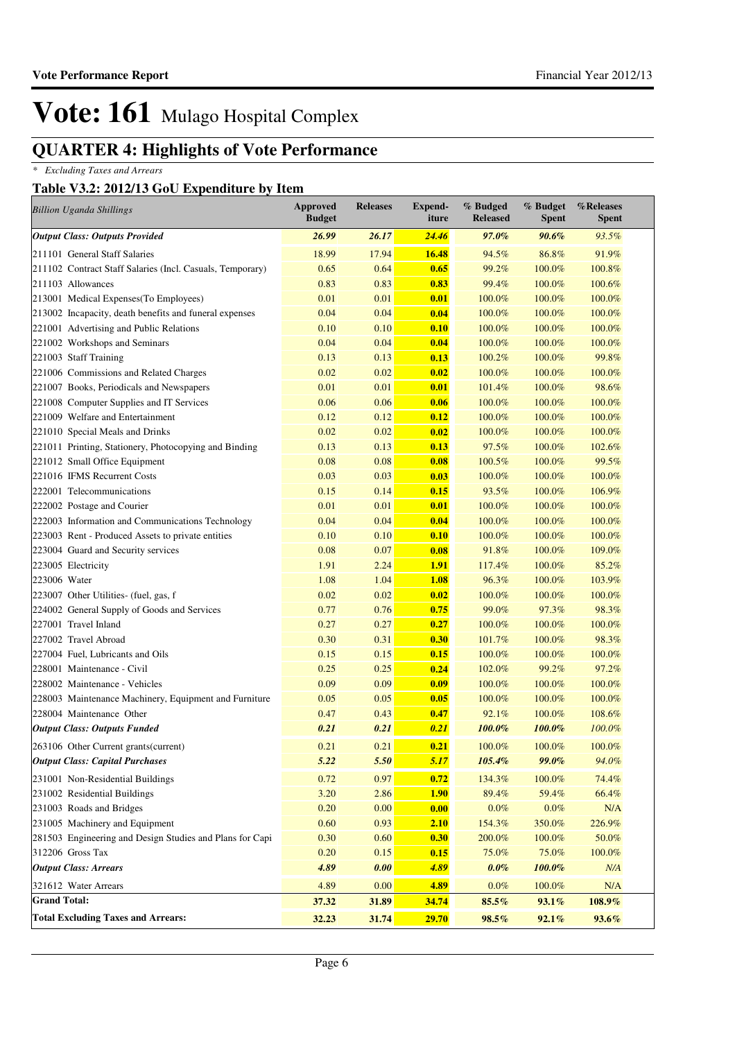# Vote: 161 Mulago Hospital Complex

## QUARTER 4: Highlights of Vote Performance

*\* Excluding Taxes and Arrears*

### Table V3.2: 2012/13 GoU Expenditure by Item

| *Billion Uganda Shillings* | Approved Budget | Releases | Expend-iture | % Budged Released | % Budget Spent | %Releases Spent |
|---|---|---|---|---|---|---|
| ***Output Class: Outputs Provided*** | ***26.99*** | ***26.17*** | ***24.46*** | ***97.0%*** | ***90.6%*** | *93.5%* |
| 211101 General Staff Salaries | 18.99 | 17.94 | **16.48** | 94.5% | 86.8% | 91.9% |
| 211102 Contract Staff Salaries (Incl. Casuals, Temporary) | 0.65 | 0.64 | **0.65** | 99.2% | 100.0% | 100.8% |
| 211103 Allowances | 0.83 | 0.83 | **0.83** | 99.4% | 100.0% | 100.6% |
| 213001 Medical Expenses(To Employees) | 0.01 | 0.01 | **0.01** | 100.0% | 100.0% | 100.0% |
| 213002 Incapacity, death benefits and funeral expenses | 0.04 | 0.04 | **0.04** | 100.0% | 100.0% | 100.0% |
| 221001 Advertising and Public Relations | 0.10 | 0.10 | **0.10** | 100.0% | 100.0% | 100.0% |
| 221002 Workshops and Seminars | 0.04 | 0.04 | **0.04** | 100.0% | 100.0% | 100.0% |
| 221003 Staff Training | 0.13 | 0.13 | **0.13** | 100.2% | 100.0% | 99.8% |
| 221006 Commissions and Related Charges | 0.02 | 0.02 | **0.02** | 100.0% | 100.0% | 100.0% |
| 221007 Books, Periodicals and Newspapers | 0.01 | 0.01 | **0.01** | 101.4% | 100.0% | 98.6% |
| 221008 Computer Supplies and IT Services | 0.06 | 0.06 | **0.06** | 100.0% | 100.0% | 100.0% |
| 221009 Welfare and Entertainment | 0.12 | 0.12 | **0.12** | 100.0% | 100.0% | 100.0% |
| 221010 Special Meals and Drinks | 0.02 | 0.02 | **0.02** | 100.0% | 100.0% | 100.0% |
| 221011 Printing, Stationery, Photocopying and Binding | 0.13 | 0.13 | **0.13** | 97.5% | 100.0% | 102.6% |
| 221012 Small Office Equipment | 0.08 | 0.08 | **0.08** | 100.5% | 100.0% | 99.5% |
| 221016 IFMS Recurrent Costs | 0.03 | 0.03 | **0.03** | 100.0% | 100.0% | 100.0% |
| 222001 Telecommunications | 0.15 | 0.14 | **0.15** | 93.5% | 100.0% | 106.9% |
| 222002 Postage and Courier | 0.01 | 0.01 | **0.01** | 100.0% | 100.0% | 100.0% |
| 222003 Information and Communications Technology | 0.04 | 0.04 | **0.04** | 100.0% | 100.0% | 100.0% |
| 223003 Rent - Produced Assets to private entities | 0.10 | 0.10 | **0.10** | 100.0% | 100.0% | 100.0% |
| 223004 Guard and Security services | 0.08 | 0.07 | **0.08** | 91.8% | 100.0% | 109.0% |
| 223005 Electricity | 1.91 | 2.24 | **1.91** | 117.4% | 100.0% | 85.2% |
| 223006 Water | 1.08 | 1.04 | **1.08** | 96.3% | 100.0% | 103.9% |
| 223007 Other Utilities- (fuel, gas, f | 0.02 | 0.02 | **0.02** | 100.0% | 100.0% | 100.0% |
| 224002 General Supply of Goods and Services | 0.77 | 0.76 | **0.75** | 99.0% | 97.3% | 98.3% |
| 227001 Travel Inland | 0.27 | 0.27 | **0.27** | 100.0% | 100.0% | 100.0% |
| 227002 Travel Abroad | 0.30 | 0.31 | **0.30** | 101.7% | 100.0% | 98.3% |
| 227004 Fuel, Lubricants and Oils | 0.15 | 0.15 | **0.15** | 100.0% | 100.0% | 100.0% |
| 228001 Maintenance - Civil | 0.25 | 0.25 | **0.24** | 102.0% | 99.2% | 97.2% |
| 228002 Maintenance - Vehicles | 0.09 | 0.09 | **0.09** | 100.0% | 100.0% | 100.0% |
| 228003 Maintenance Machinery, Equipment and Furniture | 0.05 | 0.05 | **0.05** | 100.0% | 100.0% | 100.0% |
| 228004 Maintenance Other | 0.47 | 0.43 | **0.47** | 92.1% | 100.0% | 108.6% |
| ***Output Class: Outputs Funded*** | ***0.21*** | ***0.21*** | ***0.21*** | ***100.0%*** | ***100.0%*** | *100.0%* |
| 263106 Other Current grants(current) | 0.21 | 0.21 | **0.21** | 100.0% | 100.0% | 100.0% |
| ***Output Class: Capital Purchases*** | ***5.22*** | ***5.50*** | ***5.17*** | ***105.4%*** | ***99.0%*** | *94.0%* |
| 231001 Non-Residential Buildings | 0.72 | 0.97 | **0.72** | 134.3% | 100.0% | 74.4% |
| 231002 Residential Buildings | 3.20 | 2.86 | **1.90** | 89.4% | 59.4% | 66.4% |
| 231003 Roads and Bridges | 0.20 | 0.00 | **0.00** | 0.0% | 0.0% | N/A |
| 231005 Machinery and Equipment | 0.60 | 0.93 | **2.10** | 154.3% | 350.0% | 226.9% |
| 281503 Engineering and Design Studies and Plans for Capi | 0.30 | 0.60 | **0.30** | 200.0% | 100.0% | 50.0% |
| 312206 Gross Tax | 0.20 | 0.15 | **0.15** | 75.0% | 75.0% | 100.0% |
| ***Output Class: Arrears*** | ***4.89*** | ***0.00*** | ***4.89*** | ***0.0%*** | ***100.0%*** | *N/A* |
| 321612 Water Arrears | 4.89 | 0.00 | **4.89** | 0.0% | 100.0% | N/A |
| **Grand Total:** | **37.32** | **31.89** | **34.74** | **85.5%** | **93.1%** | **108.9%** |
| **Total Excluding Taxes and Arrears:** | **32.23** | **31.74** | **29.70** | **98.5%** | **92.1%** | **93.6%** |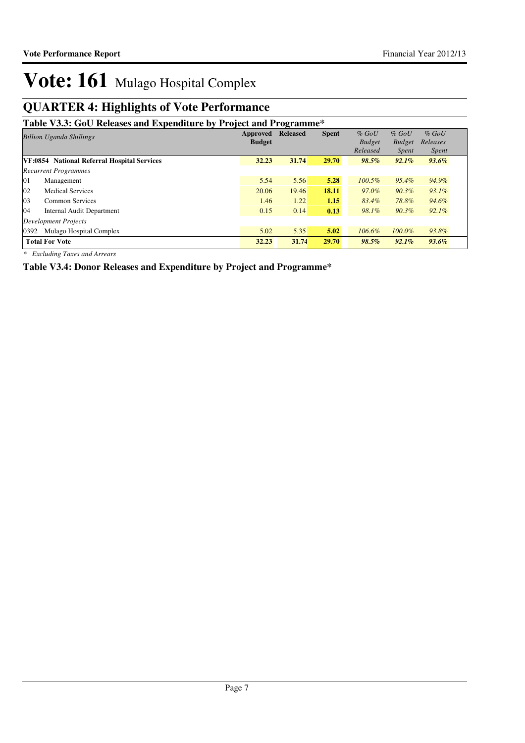# Vote: 161 Mulago Hospital Complex

## QUARTER 4: Highlights of Vote Performance

### Table V3.3: GoU Releases and Expenditure by Project and Programme*

| *Billion Uganda Shillings* | Approved Budget | Released | Spent | *% GoU Budget Released* | *% GoU Budget Spent* | *% GoU Releases Spent* |
|---|---|---|---|---|---|---|
| **VF:0854 National Referral Hospital Services** | **32.23** | **31.74** | **29.70** | ***98.5%*** | ***92.1%*** | ***93.6%*** |
| *Recurrent Programmes* | | | | | | |
| 01 Management | 5.54 | 5.56 | **5.28** | *100.5%* | *95.4%* | *94.9%* |
| 02 Medical Services | 20.06 | 19.46 | **18.11** | *97.0%* | *90.3%* | *93.1%* |
| 03 Common Services | 1.46 | 1.22 | **1.15** | *83.4%* | *78.8%* | *94.6%* |
| 04 Internal Audit Department | 0.15 | 0.14 | **0.13** | *98.1%* | *90.3%* | *92.1%* |
| *Development Projects* | | | | | | |
| 0392 Mulago Hospital Complex | 5.02 | 5.35 | **5.02** | *106.6%* | *100.0%* | *93.8%* |
| **Total For Vote** | **32.23** | **31.74** | **29.70** | ***98.5%*** | ***92.1%*** | ***93.6%*** |

*\* Excluding Taxes and Arrears*

### Table V3.4: Donor Releases and Expenditure by Project and Programme*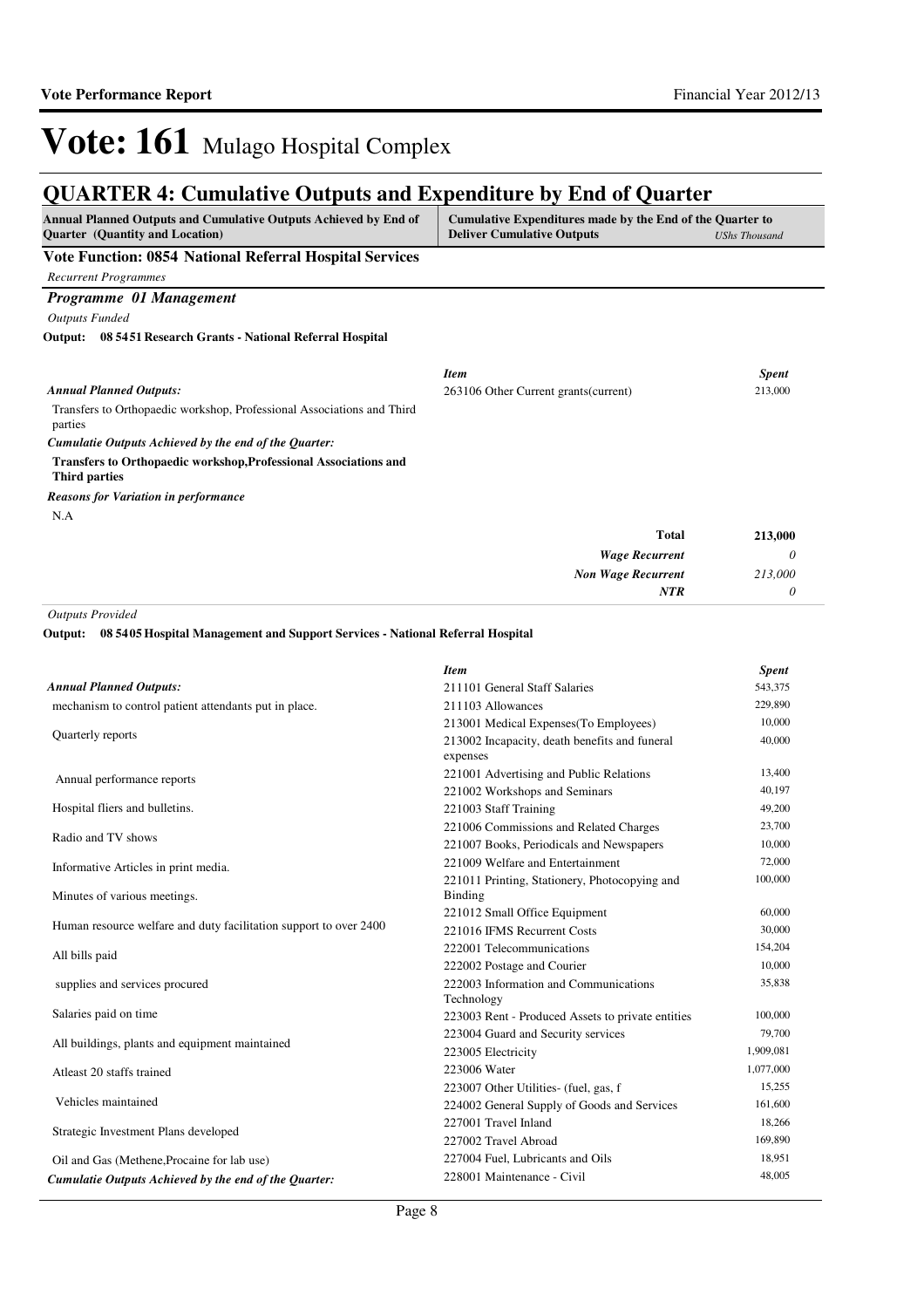# Vote: 161 Mulago Hospital Complex

## QUARTER 4: Cumulative Outputs and Expenditure by End of Quarter

| Annual Planned Outputs and Cumulative Outputs Achieved by End of Quarter (Quantity and Location) | Cumulative Expenditures made by the End of the Quarter to Deliver Cumulative Outputs *UShs Thousand* |
|---|---|

### Vote Function: 0854 National Referral Hospital Services

*Recurrent Programmes*

#### *Programme 01 Management*

*Outputs Funded*

**Output: 08 5451 Research Grants - National Referral Hospital**

*Annual Planned Outputs:*

Transfers to Orthopaedic workshop, Professional Associations and Third parties

*Cumulatie Outputs Achieved by the end of the Quarter:*

**Transfers to Orthopaedic workshop,Professional Associations and Third parties**

*Reasons for Variation in performance*

N.A

| *Item* | *Spent* |
|---|---|
| 263106 Other Current grants(current) | 213,000 |
| **Total** | **213,000** |
| *Wage Recurrent* | *0* |
| *Non Wage Recurrent* | *213,000* |
| *NTR* | *0* |

*Outputs Provided*

**Output: 08 5405 Hospital Management and Support Services - National Referral Hospital**

*Annual Planned Outputs:*

mechanism to control patient attendants put in place.

Quarterly reports

Annual performance reports

Hospital fliers and bulletins.

Radio and TV shows

Informative Articles in print media.

Minutes of various meetings.

Human resource welfare and duty facilitation support to over 2400

All bills paid

supplies and services procured

Salaries paid on time

All buildings, plants and equipment maintained

Atleast 20 staffs trained

Vehicles maintained

Strategic Investment Plans developed

Oil and Gas (Methene,Procaine for lab use)

*Cumulatie Outputs Achieved by the end of the Quarter:*

| *Item* | *Spent* |
|---|---|
| 211101 General Staff Salaries | 543,375 |
| 211103 Allowances | 229,890 |
| 213001 Medical Expenses(To Employees) | 10,000 |
| 213002 Incapacity, death benefits and funeral expenses | 40,000 |
| 221001 Advertising and Public Relations | 13,400 |
| 221002 Workshops and Seminars | 40,197 |
| 221003 Staff Training | 49,200 |
| 221006 Commissions and Related Charges | 23,700 |
| 221007 Books, Periodicals and Newspapers | 10,000 |
| 221009 Welfare and Entertainment | 72,000 |
| 221011 Printing, Stationery, Photocopying and Binding | 100,000 |
| 221012 Small Office Equipment | 60,000 |
| 221016 IFMS Recurrent Costs | 30,000 |
| 222001 Telecommunications | 154,204 |
| 222002 Postage and Courier | 10,000 |
| 222003 Information and Communications Technology | 35,838 |
| 223003 Rent - Produced Assets to private entities | 100,000 |
| 223004 Guard and Security services | 79,700 |
| 223005 Electricity | 1,909,081 |
| 223006 Water | 1,077,000 |
| 223007 Other Utilities- (fuel, gas, f | 15,255 |
| 224002 General Supply of Goods and Services | 161,600 |
| 227001 Travel Inland | 18,266 |
| 227002 Travel Abroad | 169,890 |
| 227004 Fuel, Lubricants and Oils | 18,951 |
| 228001 Maintenance - Civil | 48,005 |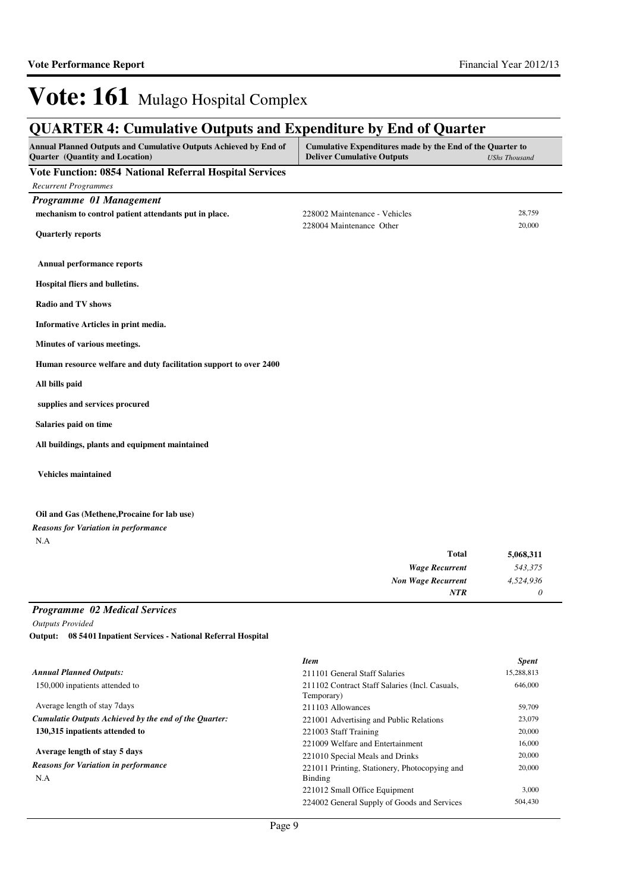# Vote: 161 Mulago Hospital Complex

## QUARTER 4: Cumulative Outputs and Expenditure by End of Quarter

| Annual Planned Outputs and Cumulative Outputs Achieved by End of Quarter (Quantity and Location) | Cumulative Expenditures made by the End of the Quarter to Deliver Cumulative Outputs | UShs Thousand |
|---|---|---|

### Vote Function: 0854 National Referral Hospital Services

*Recurrent Programmes*

#### *Programme 01 Management*

| | | |
|---|---|---|
| **mechanism to control patient attendants put in place.** | 228002 Maintenance - Vehicles | 28,759 |
| **Quarterly reports** | 228004 Maintenance Other | 20,000 |
| **Annual performance reports** | | |
| **Hospital fliers and bulletins.** | | |
| **Radio and TV shows** | | |
| **Informative Articles in print media.** | | |
| **Minutes of various meetings.** | | |
| **Human resource welfare and duty facilitation support to over 2400** | | |
| **All bills paid** | | |
| **supplies and services procured** | | |
| **Salaries paid on time** | | |
| **All buildings, plants and equipment maintained** | | |
| **Vehicles maintained** | | |
| **Oil and Gas (Methene,Procaine for lab use)** | | |

*Reasons for Variation in performance*

N.A

| | |
|---|---|
| **Total** | **5,068,311** |
| ***Wage Recurrent*** | *543,375* |
| ***Non Wage Recurrent*** | *4,524,936* |
| ***NTR*** | *0* |

#### *Programme 02 Medical Services*

*Outputs Provided*

**Output: 08 5401 Inpatient Services - National Referral Hospital**

| | *Item* | *Spent* |
|---|---|---|
| ***Annual Planned Outputs:*** | 211101 General Staff Salaries | 15,288,813 |
| 150,000 inpatients attended to | 211102 Contract Staff Salaries (Incl. Casuals, Temporary) | 646,000 |
| Average length of stay 7days | 211103 Allowances | 59,709 |
| ***Cumulatie Outputs Achieved by the end of the Quarter:*** | 221001 Advertising and Public Relations | 23,079 |
| **130,315 inpatients attended to** | 221003 Staff Training | 20,000 |
| **Average length of stay 5 days** | 221009 Welfare and Entertainment | 16,000 |
| | 221010 Special Meals and Drinks | 20,000 |
| ***Reasons for Variation in performance*** | 221011 Printing, Stationery, Photocopying and Binding | 20,000 |
| N.A | 221012 Small Office Equipment | 3,000 |
| | 224002 General Supply of Goods and Services | 504,430 |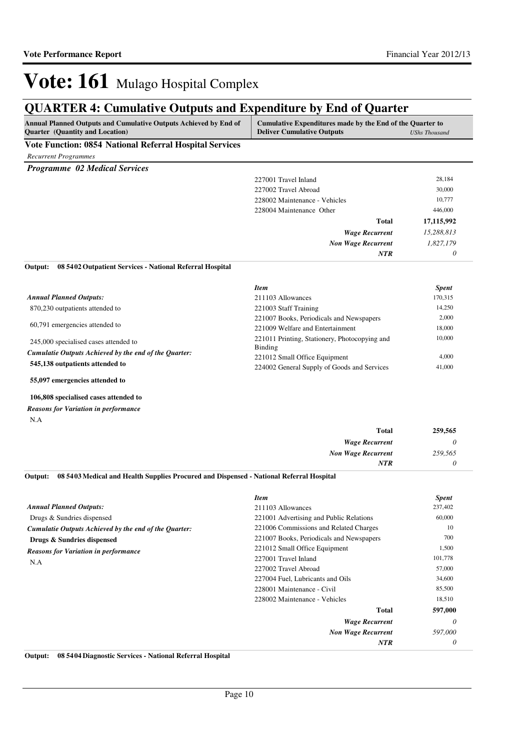# Vote: 161 Mulago Hospital Complex

## QUARTER 4: Cumulative Outputs and Expenditure by End of Quarter

| Annual Planned Outputs and Cumulative Outputs Achieved by End of Quarter (Quantity and Location) | Cumulative Expenditures made by the End of the Quarter to Deliver Cumulative Outputs | *UShs Thousand* |
|---|---|---|

### Vote Function: 0854 National Referral Hospital Services

*Recurrent Programmes*

***Programme 02 Medical Services***

| Item | Spent |
|---|---|
| 227001 Travel Inland | 28,184 |
| 227002 Travel Abroad | 30,000 |
| 228002 Maintenance - Vehicles | 10,777 |
| 228004 Maintenance Other | 446,000 |
| **Total** | **17,115,992** |
| ***Wage Recurrent*** | *15,288,813* |
| ***Non Wage Recurrent*** | *1,827,179* |
| ***NTR*** | *0* |

**Output: 08 5402 Outpatient Services - National Referral Hospital**

*Annual Planned Outputs:*

870,230 outpatients attended to

60,791 emergencies attended to

245,000 specialised cases attended to

*Cumulatie Outputs Achieved by the end of the Quarter:*

**545,138 outpatients attended to**

**55,097 emergencies attended to**

**106,808 specialised cases attended to**

*Reasons for Variation in performance*

N.A

| *Item* | *Spent* |
|---|---|
| 211103 Allowances | 170,315 |
| 221003 Staff Training | 14,250 |
| 221007 Books, Periodicals and Newspapers | 2,000 |
| 221009 Welfare and Entertainment | 18,000 |
| 221011 Printing, Stationery, Photocopying and Binding | 10,000 |
| 221012 Small Office Equipment | 4,000 |
| 224002 General Supply of Goods and Services | 41,000 |
| **Total** | **259,565** |
| ***Wage Recurrent*** | *0* |
| ***Non Wage Recurrent*** | *259,565* |
| ***NTR*** | *0* |

**Output: 08 5403 Medical and Health Supplies Procured and Dispensed - National Referral Hospital**

*Annual Planned Outputs:*

Drugs & Sundries dispensed

*Cumulatie Outputs Achieved by the end of the Quarter:*

**Drugs & Sundries dispensed**

*Reasons for Variation in performance*

N.A

| *Item* | *Spent* |
|---|---|
| 211103 Allowances | 237,402 |
| 221001 Advertising and Public Relations | 60,000 |
| 221006 Commissions and Related Charges | 10 |
| 221007 Books, Periodicals and Newspapers | 700 |
| 221012 Small Office Equipment | 1,500 |
| 227001 Travel Inland | 101,778 |
| 227002 Travel Abroad | 57,000 |
| 227004 Fuel, Lubricants and Oils | 34,600 |
| 228001 Maintenance - Civil | 85,500 |
| 228002 Maintenance - Vehicles | 18,510 |
| **Total** | **597,000** |
| ***Wage Recurrent*** | *0* |
| ***Non Wage Recurrent*** | *597,000* |
| ***NTR*** | *0* |

**Output: 08 5404 Diagnostic Services - National Referral Hospital**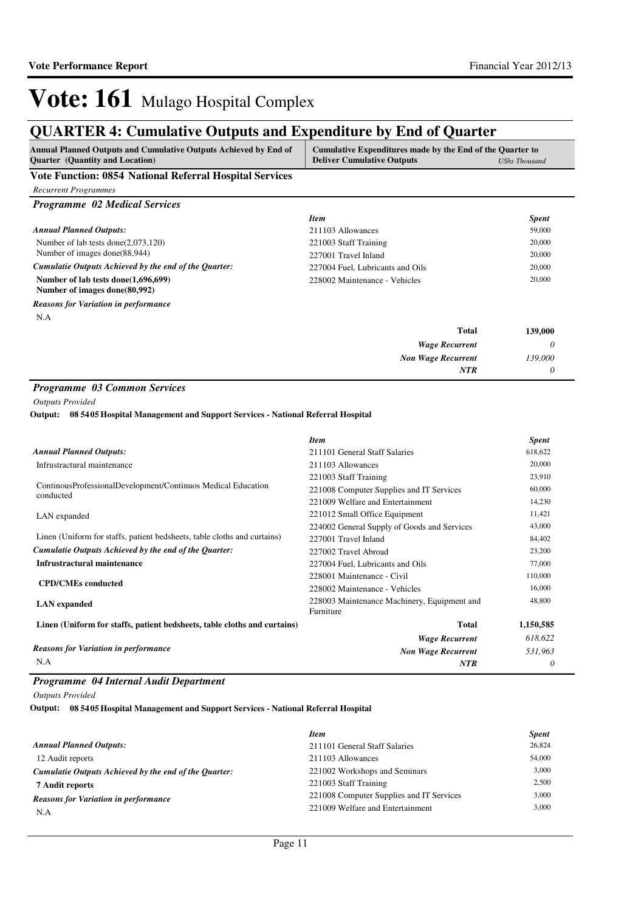# Vote: 161 Mulago Hospital Complex

## QUARTER 4: Cumulative Outputs and Expenditure by End of Quarter

| Annual Planned Outputs and Cumulative Outputs Achieved by End of Quarter (Quantity and Location) | Cumulative Expenditures made by the End of the Quarter to Deliver Cumulative Outputs | UShs Thousand |
|---|---|---|

### Vote Function: 0854 National Referral Hospital Services

*Recurrent Programmes*

#### *Programme 02 Medical Services*

| | *Item* | *Spent* |
|---|---|---|
| ***Annual Planned Outputs:*** | 211103 Allowances | 59,000 |
| Number of lab tests done(2,073,120) | 221003 Staff Training | 20,000 |
| Number of images done(88,944) | 227001 Travel Inland | 20,000 |
| ***Cumulatie Outputs Achieved by the end of the Quarter:*** | 227004 Fuel, Lubricants and Oils | 20,000 |
| **Number of lab tests done(1,696,699)** **Number of images done(80,992)** | 228002 Maintenance - Vehicles | 20,000 |
| ***Reasons for Variation in performance*** | | |
| N.A | | |
| | **Total** | **139,000** |
| | ***Wage Recurrent*** | *0* |
| | ***Non Wage Recurrent*** | *139,000* |
| | ***NTR*** | *0* |

#### *Programme 03 Common Services*

*Outputs Provided*

**Output: 08 5405 Hospital Management and Support Services - National Referral Hospital**

| | *Item* | *Spent* |
|---|---|---|
| ***Annual Planned Outputs:*** | 211101 General Staff Salaries | 618,622 |
| Infrustractural maintenance | 211103 Allowances | 20,000 |
| ContinousProfessionalDevelopment/Continuos Medical Education conducted | 221003 Staff Training | 23,910 |
| | 221008 Computer Supplies and IT Services | 60,000 |
| LAN expanded | 221009 Welfare and Entertainment | 14,230 |
| | 221012 Small Office Equipment | 11,421 |
| Linen (Uniform for staffs, patient bedsheets, table cloths and curtains) | 224002 General Supply of Goods and Services | 43,000 |
| ***Cumulatie Outputs Achieved by the end of the Quarter:*** | 227001 Travel Inland | 84,402 |
| **Infrustractural maintenance** | 227002 Travel Abroad | 23,200 |
| | 227004 Fuel, Lubricants and Oils | 77,000 |
| **CPD/CMEs conducted** | 228001 Maintenance - Civil | 110,000 |
| | 228002 Maintenance - Vehicles | 16,000 |
| **LAN expanded** | 228003 Maintenance Machinery, Equipment and Furniture | 48,800 |
| **Linen (Uniform for staffs, patient bedsheets, table cloths and curtains)** | **Total** | **1,150,585** |
| | ***Wage Recurrent*** | *618,622* |
| ***Reasons for Variation in performance*** | ***Non Wage Recurrent*** | *531,963* |
| N.A | ***NTR*** | *0* |

#### *Programme 04 Internal Audit Department*

*Outputs Provided*

**Output: 08 5405 Hospital Management and Support Services - National Referral Hospital**

| | *Item* | *Spent* |
|---|---|---|
| ***Annual Planned Outputs:*** | 211101 General Staff Salaries | 26,824 |
| 12 Audit reports | 211103 Allowances | 54,000 |
| ***Cumulatie Outputs Achieved by the end of the Quarter:*** | 221002 Workshops and Seminars | 3,000 |
| **7 Audit reports** | 221003 Staff Training | 2,500 |
| ***Reasons for Variation in performance*** | 221008 Computer Supplies and IT Services | 3,000 |
| N.A | 221009 Welfare and Entertainment | 3,000 |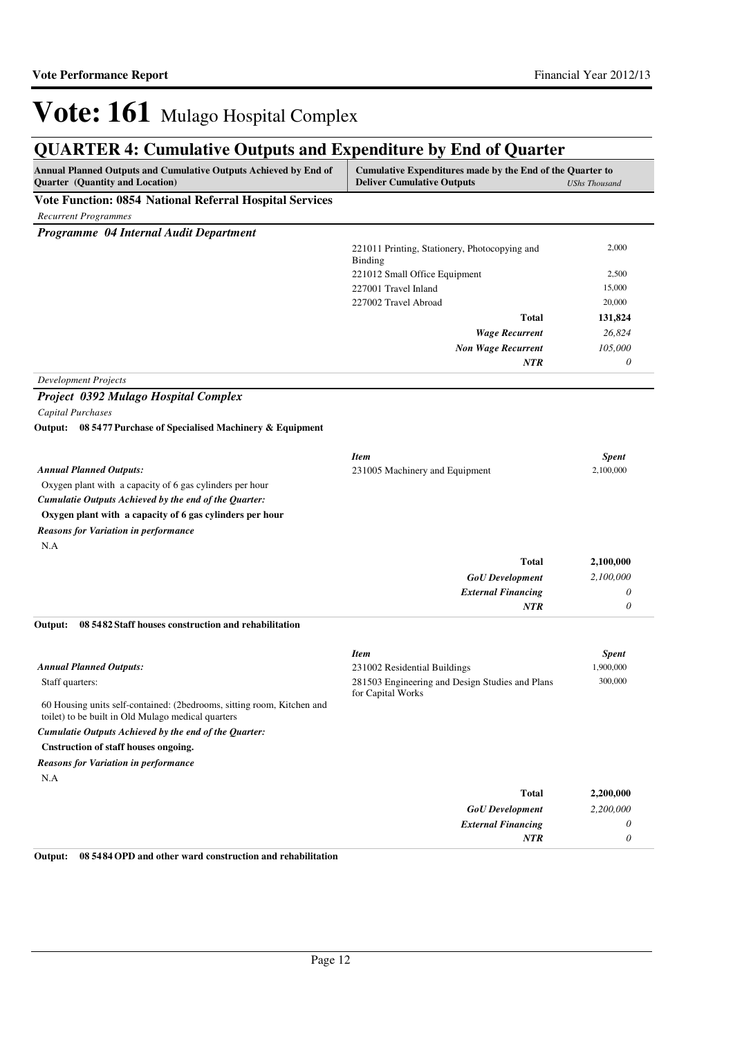# Vote: 161 Mulago Hospital Complex

## QUARTER 4: Cumulative Outputs and Expenditure by End of Quarter

| Annual Planned Outputs and Cumulative Outputs Achieved by End of Quarter (Quantity and Location) | Cumulative Expenditures made by the End of the Quarter to Deliver Cumulative Outputs | UShs Thousand |
|---|---|---|

### Vote Function: 0854 National Referral Hospital Services

*Recurrent Programmes*

#### *Programme 04 Internal Audit Department*

| | Item | Spent |
|---|---|---|
| | 221011 Printing, Stationery, Photocopying and Binding | 2,000 |
| | 221012 Small Office Equipment | 2,500 |
| | 227001 Travel Inland | 15,000 |
| | 227002 Travel Abroad | 20,000 |
| | **Total** | **131,824** |
| | ***Wage Recurrent*** | *26,824* |
| | ***Non Wage Recurrent*** | *105,000* |
| | ***NTR*** | *0* |

*Development Projects*

#### *Project 0392 Mulago Hospital Complex*

*Capital Purchases*

**Output: 08 5477 Purchase of Specialised Machinery & Equipment**

| | *Item* | *Spent* |
|---|---|---|
| ***Annual Planned Outputs:*** | 231005 Machinery and Equipment | 2,100,000 |
| Oxygen plant with a capacity of 6 gas cylinders per hour | | |
| ***Cumulatie Outputs Achieved by the end of the Quarter:*** | | |
| **Oxygen plant with a capacity of 6 gas cylinders per hour** | | |
| ***Reasons for Variation in performance*** | | |
| N.A | | |
| | **Total** | **2,100,000** |
| | ***GoU Development*** | *2,100,000* |
| | ***External Financing*** | *0* |
| | ***NTR*** | *0* |

**Output: 08 5482 Staff houses construction and rehabilitation**

| | *Item* | *Spent* |
|---|---|---|
| ***Annual Planned Outputs:*** | 231002 Residential Buildings | 1,900,000 |
| Staff quarters: | 281503 Engineering and Design Studies and Plans for Capital Works | 300,000 |
| 60 Housing units self-contained: (2bedrooms, sitting room, Kitchen and toilet) to be built in Old Mulago medical quarters | | |
| ***Cumulatie Outputs Achieved by the end of the Quarter:*** | | |
| **Cnstruction of staff houses ongoing.** | | |
| ***Reasons for Variation in performance*** | | |
| N.A | | |
| | **Total** | **2,200,000** |
| | ***GoU Development*** | *2,200,000* |
| | ***External Financing*** | *0* |
| | ***NTR*** | *0* |

**Output: 08 5484 OPD and other ward construction and rehabilitation**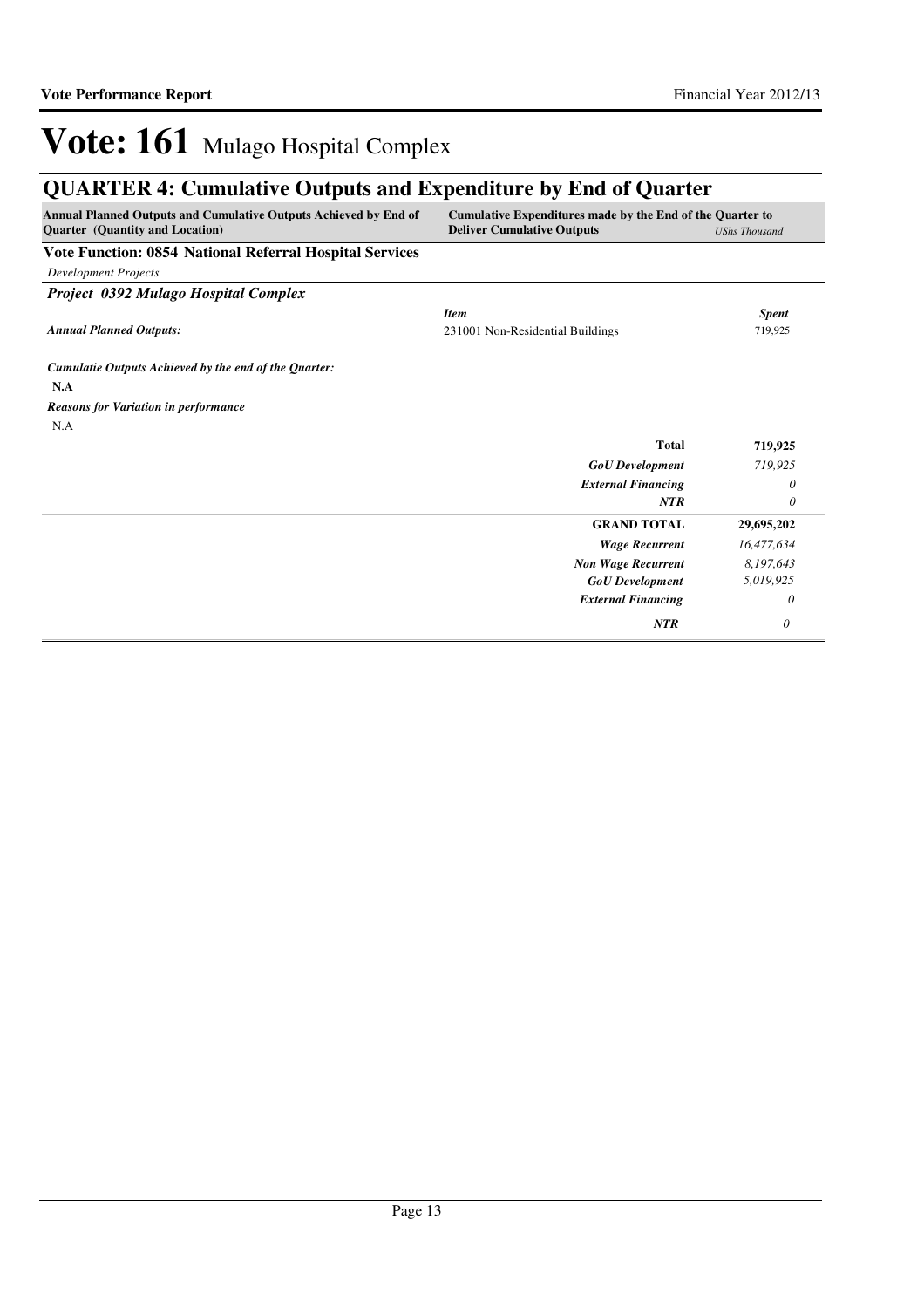# Vote: 161 Mulago Hospital Complex

## QUARTER 4: Cumulative Outputs and Expenditure by End of Quarter

| Annual Planned Outputs and Cumulative Outputs Achieved by End of Quarter (Quantity and Location) | Cumulative Expenditures made by the End of the Quarter to Deliver Cumulative Outputs | *UShs Thousand* |
|---|---|---|

**Vote Function: 0854 National Referral Hospital Services**

*Development Projects*

***Project 0392 Mulago Hospital Complex***

| | *Item* | *Spent* |
|---|---|---|
| ***Annual Planned Outputs:*** | 231001 Non-Residential Buildings | 719,925 |

***Cumulatie Outputs Achieved by the end of the Quarter:***

**N.A**

***Reasons for Variation in performance***

N.A

| | |
|---|---|
| **Total** | **719,925** |
| ***GoU Development*** | *719,925* |
| ***External Financing*** | *0* |
| ***NTR*** | *0* |
| **GRAND TOTAL** | **29,695,202** |
| ***Wage Recurrent*** | *16,477,634* |
| ***Non Wage Recurrent*** | *8,197,643* |
| ***GoU Development*** | *5,019,925* |
| ***External Financing*** | *0* |
| ***NTR*** | *0* |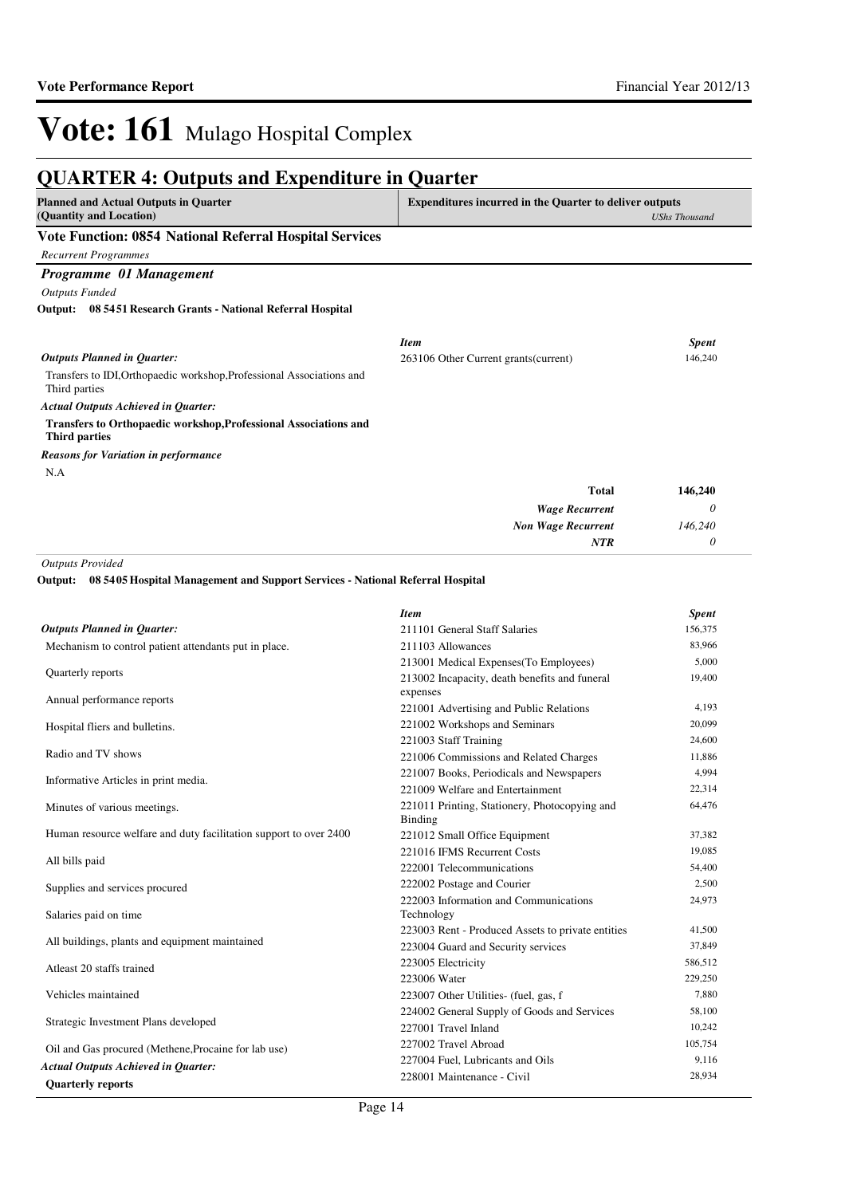# Vote: 161 Mulago Hospital Complex

## QUARTER 4: Outputs and Expenditure in Quarter

| Planned and Actual Outputs in Quarter (Quantity and Location) | Expenditures incurred in the Quarter to deliver outputs *UShs Thousand* |
|---|---|

### Vote Function: 0854 National Referral Hospital Services

*Recurrent Programmes*

### *Programme 01 Management*

*Outputs Funded*

**Output: 08 5451 Research Grants - National Referral Hospital**

***Outputs Planned in Quarter:***

Transfers to IDI,Orthopaedic workshop,Professional Associations and Third parties

***Actual Outputs Achieved in Quarter:***

**Transfers to Orthopaedic workshop,Professional Associations and Third parties**

***Reasons for Variation in performance***

N.A

| *Item* | *Spent* |
|---|---|
| 263106 Other Current grants(current) | 146,240 |
| **Total** | **146,240** |
| ***Wage Recurrent*** | *0* |
| ***Non Wage Recurrent*** | *146,240* |
| ***NTR*** | *0* |

*Outputs Provided*

**Output: 08 5405 Hospital Management and Support Services - National Referral Hospital**

***Outputs Planned in Quarter:***

Mechanism to control patient attendants put in place.

Quarterly reports

Annual performance reports

Hospital fliers and bulletins.

Radio and TV shows

Informative Articles in print media.

Minutes of various meetings.

Human resource welfare and duty facilitation support to over 2400

All bills paid

Supplies and services procured

Salaries paid on time

All buildings, plants and equipment maintained

Atleast 20 staffs trained

Vehicles maintained

Strategic Investment Plans developed

Oil and Gas procured (Methene,Procaine for lab use)

***Actual Outputs Achieved in Quarter:***

**Quarterly reports**

| *Item* | *Spent* |
|---|---|
| 211101 General Staff Salaries | 156,375 |
| 211103 Allowances | 83,966 |
| 213001 Medical Expenses(To Employees) | 5,000 |
| 213002 Incapacity, death benefits and funeral expenses | 19,400 |
| 221001 Advertising and Public Relations | 4,193 |
| 221002 Workshops and Seminars | 20,099 |
| 221003 Staff Training | 24,600 |
| 221006 Commissions and Related Charges | 11,886 |
| 221007 Books, Periodicals and Newspapers | 4,994 |
| 221009 Welfare and Entertainment | 22,314 |
| 221011 Printing, Stationery, Photocopying and Binding | 64,476 |
| 221012 Small Office Equipment | 37,382 |
| 221016 IFMS Recurrent Costs | 19,085 |
| 222001 Telecommunications | 54,400 |
| 222002 Postage and Courier | 2,500 |
| 222003 Information and Communications Technology | 24,973 |
| 223003 Rent - Produced Assets to private entities | 41,500 |
| 223004 Guard and Security services | 37,849 |
| 223005 Electricity | 586,512 |
| 223006 Water | 229,250 |
| 223007 Other Utilities- (fuel, gas, f | 7,880 |
| 224002 General Supply of Goods and Services | 58,100 |
| 227001 Travel Inland | 10,242 |
| 227002 Travel Abroad | 105,754 |
| 227004 Fuel, Lubricants and Oils | 9,116 |
| 228001 Maintenance - Civil | 28,934 |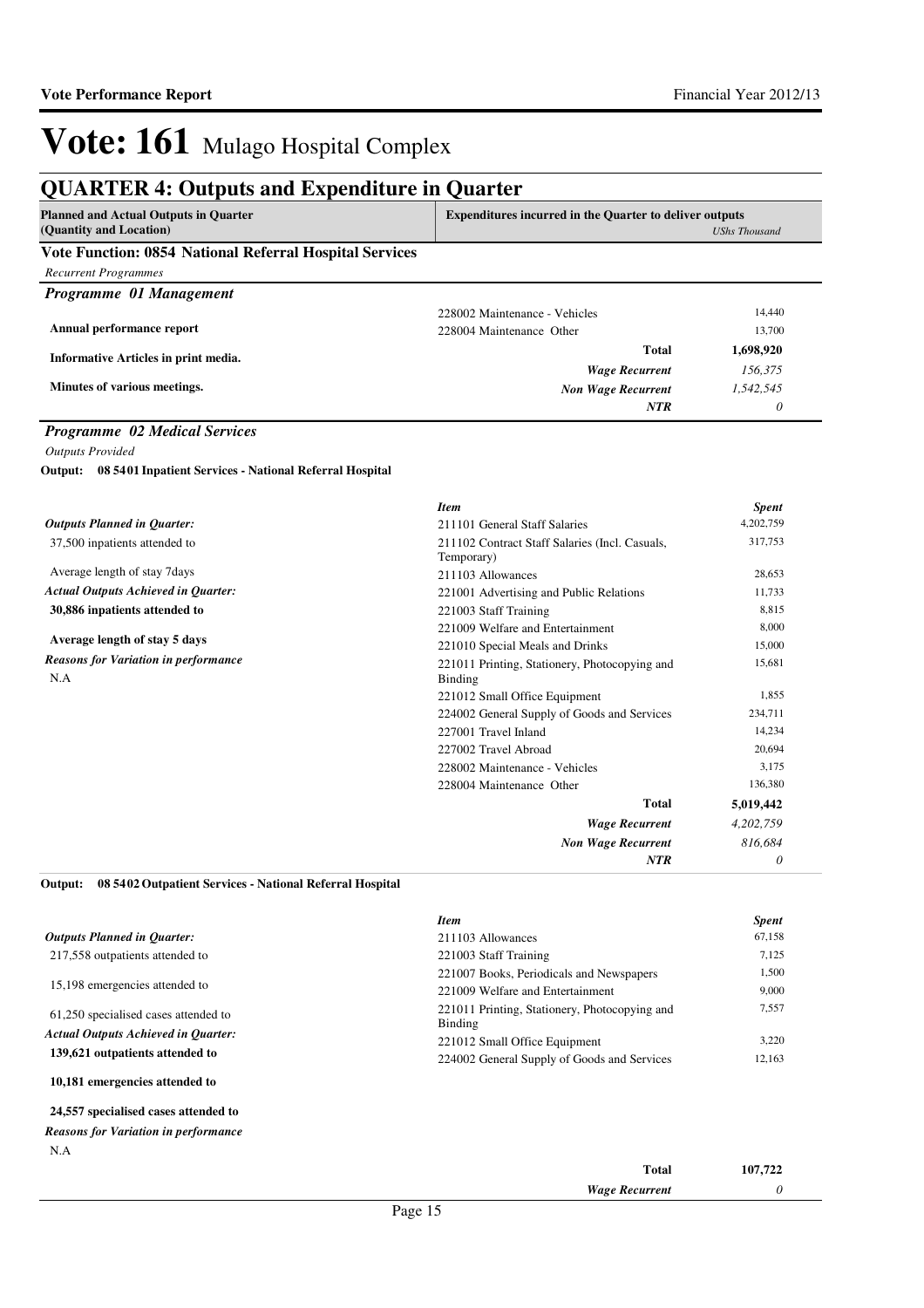# Vote: 161 Mulago Hospital Complex

## QUARTER 4: Outputs and Expenditure in Quarter

| Planned and Actual Outputs in Quarter (Quantity and Location) | Expenditures incurred in the Quarter to deliver outputs | *UShs Thousand* |
|---|---|---|

### Vote Function: 0854 National Referral Hospital Services

*Recurrent Programmes*

#### *Programme 01 Management*

| Outputs | Item | Spent |
|---|---|---|
| | 228002 Maintenance - Vehicles | 14,440 |
| **Annual performance report** | 228004 Maintenance Other | 13,700 |
| **Informative Articles in print media.** | **Total** | **1,698,920** |
| | ***Wage Recurrent*** | *156,375* |
| **Minutes of various meetings.** | ***Non Wage Recurrent*** | *1,542,545* |
| | ***NTR*** | *0* |

#### *Programme 02 Medical Services*

*Outputs Provided*

**Output: 08 5401 Inpatient Services - National Referral Hospital**

*Outputs Planned in Quarter:*

37,500 inpatients attended to

Average length of stay 7days

*Actual Outputs Achieved in Quarter:*

**30,886 inpatients attended to**

**Average length of stay 5 days**

*Reasons for Variation in performance*

N.A

| *Item* | *Spent* |
|---|---|
| 211101 General Staff Salaries | 4,202,759 |
| 211102 Contract Staff Salaries (Incl. Casuals, Temporary) | 317,753 |
| 211103 Allowances | 28,653 |
| 221001 Advertising and Public Relations | 11,733 |
| 221003 Staff Training | 8,815 |
| 221009 Welfare and Entertainment | 8,000 |
| 221010 Special Meals and Drinks | 15,000 |
| 221011 Printing, Stationery, Photocopying and Binding | 15,681 |
| 221012 Small Office Equipment | 1,855 |
| 224002 General Supply of Goods and Services | 234,711 |
| 227001 Travel Inland | 14,234 |
| 227002 Travel Abroad | 20,694 |
| 228002 Maintenance - Vehicles | 3,175 |
| 228004 Maintenance Other | 136,380 |
| **Total** | **5,019,442** |
| ***Wage Recurrent*** | *4,202,759* |
| ***Non Wage Recurrent*** | *816,684* |
| ***NTR*** | *0* |

**Output: 08 5402 Outpatient Services - National Referral Hospital**

*Outputs Planned in Quarter:*

217,558 outpatients attended to

15,198 emergencies attended to

61,250 specialised cases attended to

*Actual Outputs Achieved in Quarter:*

**139,621 outpatients attended to**

**10,181 emergencies attended to**

**24,557 specialised cases attended to**

*Reasons for Variation in performance*

N.A

| *Item* | *Spent* |
|---|---|
| 211103 Allowances | 67,158 |
| 221003 Staff Training | 7,125 |
| 221007 Books, Periodicals and Newspapers | 1,500 |
| 221009 Welfare and Entertainment | 9,000 |
| 221011 Printing, Stationery, Photocopying and Binding | 7,557 |
| 221012 Small Office Equipment | 3,220 |
| 224002 General Supply of Goods and Services | 12,163 |
| **Total** | **107,722** |
| ***Wage Recurrent*** | *0* |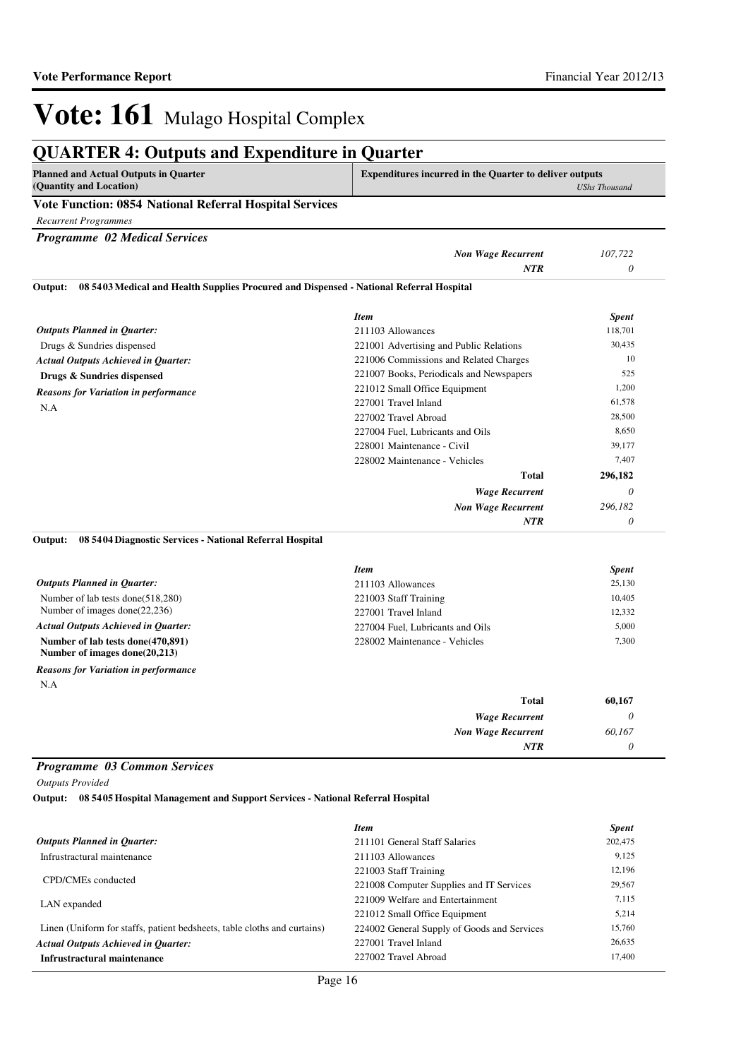# Vote: 161 Mulago Hospital Complex

## QUARTER 4: Outputs and Expenditure in Quarter

| Planned and Actual Outputs in Quarter (Quantity and Location) | Expenditures incurred in the Quarter to deliver outputs *UShs Thousand* |
|---|---|

### Vote Function: 0854 National Referral Hospital Services

*Recurrent Programmes*

#### *Programme 02 Medical Services*

| | |
|---|---|
| *Non Wage Recurrent* | *107,722* |
| *NTR* | *0* |

**Output: 08 5403 Medical and Health Supplies Procured and Dispensed - National Referral Hospital**

*Outputs Planned in Quarter:*

Drugs & Sundries dispensed

*Actual Outputs Achieved in Quarter:*

**Drugs & Sundries dispensed**

*Reasons for Variation in performance*

N.A

| *Item* | *Spent* |
|---|---|
| 211103 Allowances | 118,701 |
| 221001 Advertising and Public Relations | 30,435 |
| 221006 Commissions and Related Charges | 10 |
| 221007 Books, Periodicals and Newspapers | 525 |
| 221012 Small Office Equipment | 1,200 |
| 227001 Travel Inland | 61,578 |
| 227002 Travel Abroad | 28,500 |
| 227004 Fuel, Lubricants and Oils | 8,650 |
| 228001 Maintenance - Civil | 39,177 |
| 228002 Maintenance - Vehicles | 7,407 |
| **Total** | **296,182** |
| *Wage Recurrent* | *0* |
| *Non Wage Recurrent* | *296,182* |
| *NTR* | *0* |

**Output: 08 5404 Diagnostic Services - National Referral Hospital**

*Outputs Planned in Quarter:*

Number of lab tests done(518,280)
Number of images done(22,236)

*Actual Outputs Achieved in Quarter:*

**Number of lab tests done(470,891)**
**Number of images done(20,213)**

*Reasons for Variation in performance*

N.A

| *Item* | *Spent* |
|---|---|
| 211103 Allowances | 25,130 |
| 221003 Staff Training | 10,405 |
| 227001 Travel Inland | 12,332 |
| 227004 Fuel, Lubricants and Oils | 5,000 |
| 228002 Maintenance - Vehicles | 7,300 |
| **Total** | **60,167** |
| *Wage Recurrent* | *0* |
| *Non Wage Recurrent* | *60,167* |
| *NTR* | *0* |

#### *Programme 03 Common Services*

*Outputs Provided*

**Output: 08 5405 Hospital Management and Support Services - National Referral Hospital**

*Outputs Planned in Quarter:*

Infrastructural maintenance

CPD/CMEs conducted

LAN expanded

Linen (Uniform for staffs, patient bedsheets, table cloths and curtains)

*Actual Outputs Achieved in Quarter:*

**Infrastructural maintenance**

| *Item* | *Spent* |
|---|---|
| 211101 General Staff Salaries | 202,475 |
| 211103 Allowances | 9,125 |
| 221003 Staff Training | 12,196 |
| 221008 Computer Supplies and IT Services | 29,567 |
| 221009 Welfare and Entertainment | 7,115 |
| 221012 Small Office Equipment | 5,214 |
| 224002 General Supply of Goods and Services | 15,760 |
| 227001 Travel Inland | 26,635 |
| 227002 Travel Abroad | 17,400 |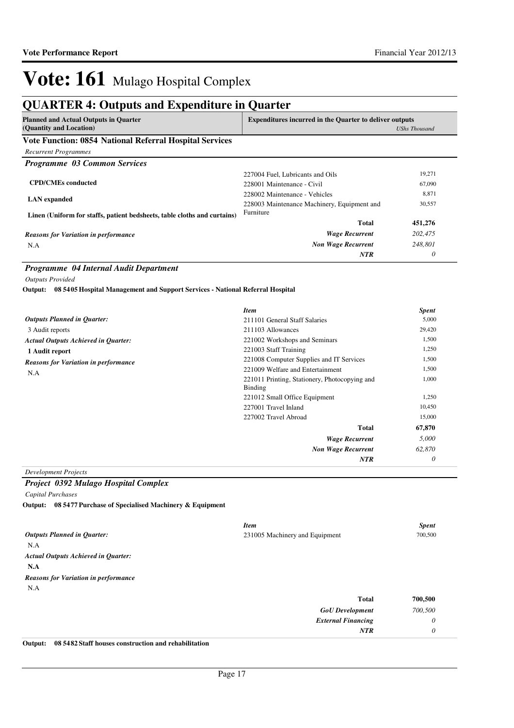# Vote: 161 Mulago Hospital Complex

## QUARTER 4: Outputs and Expenditure in Quarter

| Planned and Actual Outputs in Quarter (Quantity and Location) | Expenditures incurred in the Quarter to deliver outputs | UShs Thousand |
|---|---|---|

### Vote Function: 0854 National Referral Hospital Services

*Recurrent Programmes*

#### *Programme 03 Common Services*

| Outputs | Item | Spent |
|---|---|---|
| **CPD/CMEs conducted** | 227004 Fuel, Lubricants and Oils | 19,271 |
| **LAN expanded** | 228001 Maintenance - Civil | 67,090 |
| **Linen (Uniform for staffs, patient bedsheets, table cloths and curtains)** | 228002 Maintenance - Vehicles | 8,871 |
| | 228003 Maintenance Machinery, Equipment and Furniture | 30,557 |
| | **Total** | **451,276** |
| ***Reasons for Variation in performance*** | ***Wage Recurrent*** | *202,475* |
| N.A | ***Non Wage Recurrent*** | *248,801* |
| | ***NTR*** | *0* |

#### *Programme 04 Internal Audit Department*

*Outputs Provided*

**Output: 08 5405 Hospital Management and Support Services - National Referral Hospital**

| | *Item* | *Spent* |
|---|---|---|
| ***Outputs Planned in Quarter:*** | 211101 General Staff Salaries | 5,000 |
| 3 Audit reports | 211103 Allowances | 29,420 |
| ***Actual Outputs Achieved in Quarter:*** | 221002 Workshops and Seminars | 1,500 |
| **1 Audit report** | 221003 Staff Training | 1,250 |
| ***Reasons for Variation in performance*** | 221008 Computer Supplies and IT Services | 1,500 |
| N.A | 221009 Welfare and Entertainment | 1,500 |
| | 221011 Printing, Stationery, Photocopying and Binding | 1,000 |
| | 221012 Small Office Equipment | 1,250 |
| | 227001 Travel Inland | 10,450 |
| | 227002 Travel Abroad | 15,000 |
| | **Total** | **67,870** |
| | ***Wage Recurrent*** | *5,000* |
| | ***Non Wage Recurrent*** | *62,870* |
| | ***NTR*** | *0* |

*Development Projects*

#### *Project 0392 Mulago Hospital Complex*

*Capital Purchases*

**Output: 08 5477 Purchase of Specialised Machinery & Equipment**

| | *Item* | *Spent* |
|---|---|---|
| ***Outputs Planned in Quarter:*** | 231005 Machinery and Equipment | 700,500 |
| N.A | | |
| ***Actual Outputs Achieved in Quarter:*** | | |
| **N.A** | | |
| ***Reasons for Variation in performance*** | | |
| N.A | | |
| | **Total** | **700,500** |
| | ***GoU Development*** | *700,500* |
| | ***External Financing*** | *0* |
| | ***NTR*** | *0* |

**Output: 08 5482 Staff houses construction and rehabilitation**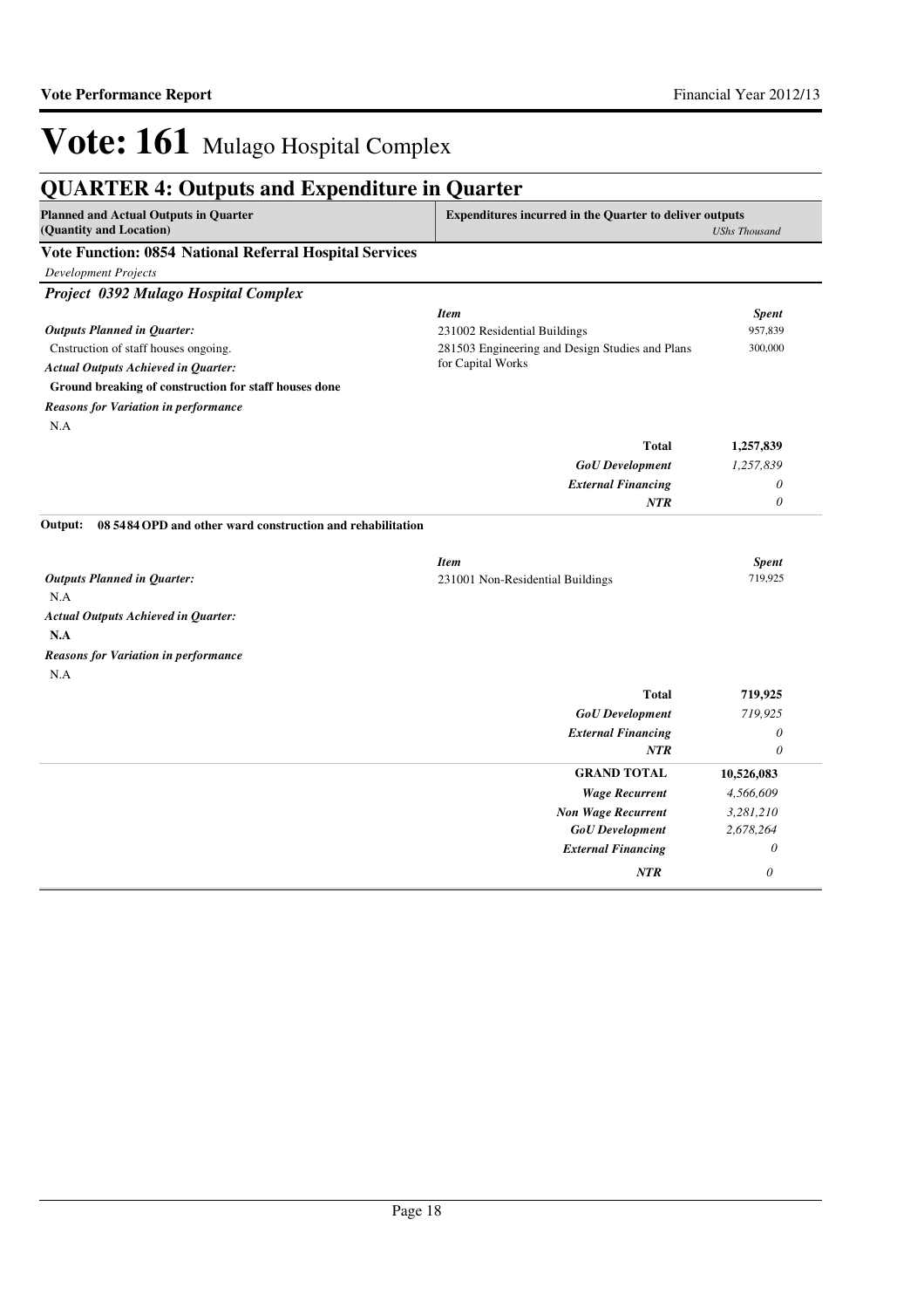# Vote: 161 Mulago Hospital Complex

## QUARTER 4: Outputs and Expenditure in Quarter

| Planned and Actual Outputs in Quarter (Quantity and Location) | Expenditures incurred in the Quarter to deliver outputs | UShs Thousand |
|---|---|---|

### Vote Function: 0854 National Referral Hospital Services

*Development Projects*

#### *Project 0392 Mulago Hospital Complex*

*Outputs Planned in Quarter:*

Cnstruction of staff houses ongoing.

*Actual Outputs Achieved in Quarter:*

**Ground breaking of construction for staff houses done**

*Reasons for Variation in performance*

N.A

| *Item* | *Spent* |
|---|---|
| 231002 Residential Buildings | 957,839 |
| 281503 Engineering and Design Studies and Plans for Capital Works | 300,000 |
| **Total** | **1,257,839** |
| *GoU Development* | *1,257,839* |
| *External Financing* | *0* |
| *NTR* | *0* |

**Output: 08 5484 OPD and other ward construction and rehabilitation**

*Outputs Planned in Quarter:*

N.A

*Actual Outputs Achieved in Quarter:*

**N.A**

*Reasons for Variation in performance*

N.A

| *Item* | *Spent* |
|---|---|
| 231001 Non-Residential Buildings | 719,925 |
| **Total** | **719,925** |
| *GoU Development* | *719,925* |
| *External Financing* | *0* |
| *NTR* | *0* |

| | |
|---|---|
| **GRAND TOTAL** | **10,526,083** |
| *Wage Recurrent* | *4,566,609* |
| *Non Wage Recurrent* | *3,281,210* |
| *GoU Development* | *2,678,264* |
| *External Financing* | *0* |
| *NTR* | *0* |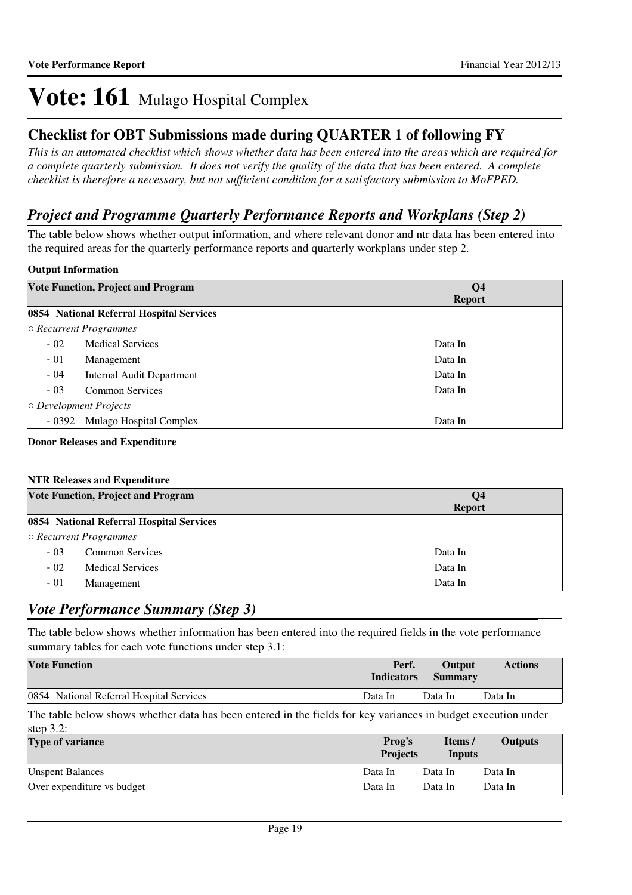# Vote: 161 Mulago Hospital Complex

## Checklist for OBT Submissions made during QUARTER 1 of following FY

*This is an automated checklist which shows whether data has been entered into the areas which are required for a complete quarterly submission. It does not verify the quality of the data that has been entered. A complete checklist is therefore a necessary, but not sufficient condition for a satisfactory submission to MoFPED.*

## *Project and Programme Quarterly Performance Reports and Workplans (Step 2)*

The table below shows whether output information, and where relevant donor and ntr data has been entered into the required areas for the quarterly performance reports and quarterly workplans under step 2.

**Output Information**

| Vote Function, Project and Program | | Q4 Report |
|---|---|---|
| **0854 National Referral Hospital Services** | | |
| *○ Recurrent Programmes* | | |
| - 02 | Medical Services | Data In |
| - 01 | Management | Data In |
| - 04 | Internal Audit Department | Data In |
| - 03 | Common Services | Data In |
| *○ Development Projects* | | |
| - 0392 | Mulago Hospital Complex | Data In |

**Donor Releases and Expenditure**

**NTR Releases and Expenditure**

| Vote Function, Project and Program | | Q4 Report |
|---|---|---|
| **0854 National Referral Hospital Services** | | |
| *○ Recurrent Programmes* | | |
| - 03 | Common Services | Data In |
| - 02 | Medical Services | Data In |
| - 01 | Management | Data In |

## *Vote Performance Summary (Step 3)*

The table below shows whether information has been entered into the required fields in the vote performance summary tables for each vote functions under step 3.1:

| Vote Function | Perf. Indicators | Output Summary | Actions |
|---|---|---|---|
| 0854 National Referral Hospital Services | Data In | Data In | Data In |

The table below shows whether data has been entered in the fields for key variances in budget execution under step 3.2:

| Type of variance | Prog's Projects | Items / Inputs | Outputs |
|---|---|---|---|
| Unspent Balances | Data In | Data In | Data In |
| Over expenditure vs budget | Data In | Data In | Data In |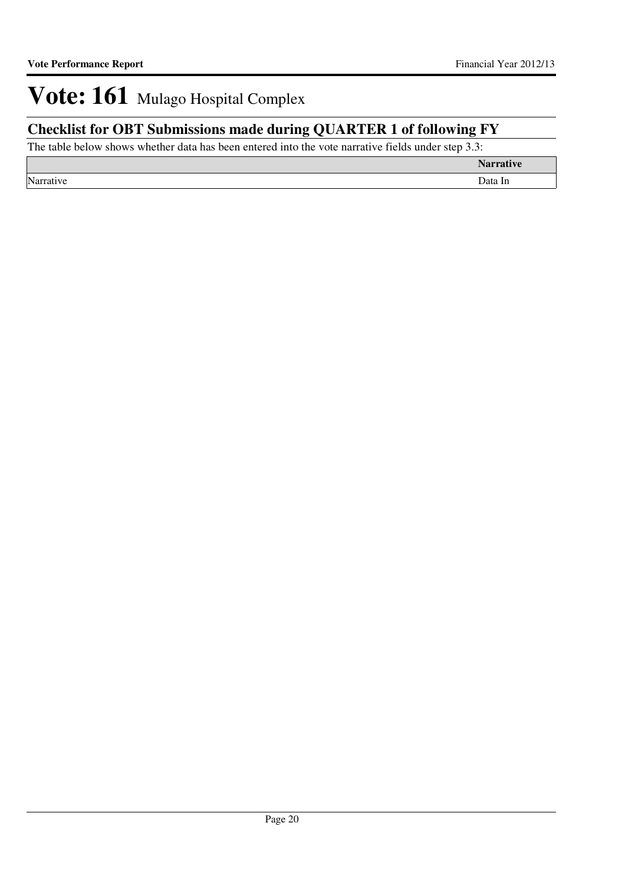# Vote: 161 Mulago Hospital Complex

## Checklist for OBT Submissions made during QUARTER 1 of following FY

The table below shows whether data has been entered into the vote narrative fields under step 3.3:

| | Narrative |
|---|---|
| Narrative | Data In |